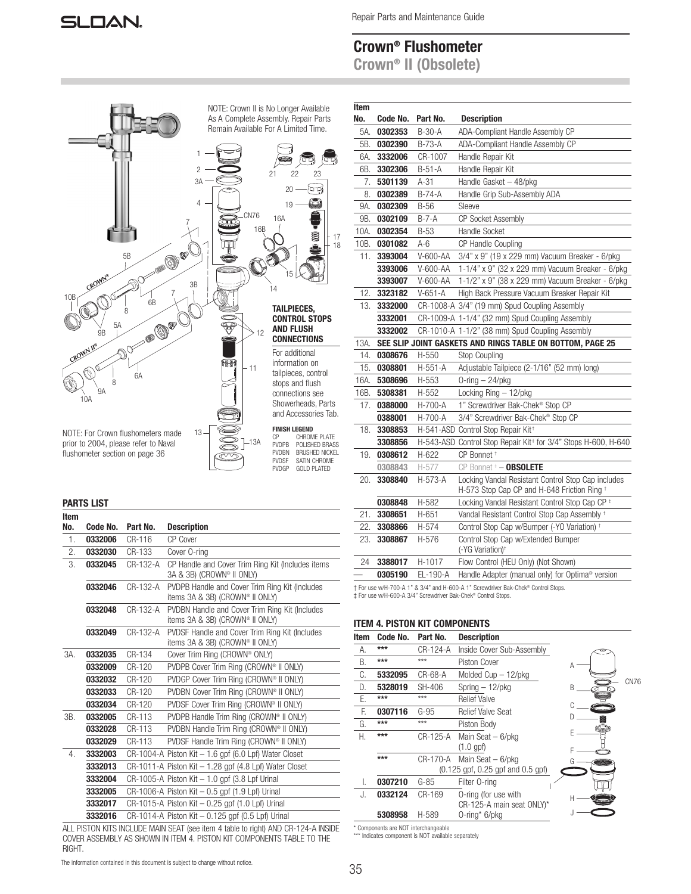Repair Parts and Maintenance Guide

# Crown® Flushometer

## Crown® II (Obsolete)

NOTE: Crown II is No Longer Available As A Complete Assembly. Repair Parts Remain Available For A Limited Time.

**TAILPIECES, CONTROL STOPS AND FLUSH CONNECTIONS**

For additional information on tailpieces, control stops and flush connections see Showerheads, Parts and Accessories Tab.

**FINISH LEGEND**
CP CHROME PLATE
PVDPB POLISHED BRASS
PVDBN BRUSHED NICKEL
PVDSF SATIN CHROME
PVDGP GOLD PLATED

NOTE: For Crown flushometers made prior to 2004, please refer to Naval flushometer section on page 36

### PARTS LIST

| Item No. | Code No. | Part No. | Description |
|---|---|---|---|
| 1. | **0332006** | CR-116 | CP Cover |
| 2. | **0332030** | CR-133 | Cover O-ring |
| 3. | **0332045** | CR-132-A | CP Handle and Cover Trim Ring Kit (Includes items 3A & 3B) (CROWN® II ONLY) |
| | **0332046** | CR-132-A | PVDPB Handle and Cover Trim Ring Kit (Includes items 3A & 3B) (CROWN® II ONLY) |
| | **0332048** | CR-132-A | PVDBN Handle and Cover Trim Ring Kit (Includes items 3A & 3B) (CROWN® II ONLY) |
| | **0332049** | CR-132-A | PVDSF Handle and Cover Trim Ring Kit (Includes items 3A & 3B) (CROWN® II ONLY) |
| 3A. | **0332035** | CR-134 | Cover Trim Ring (CROWN® ONLY) |
| | **0332009** | CR-120 | PVDPB Cover Trim Ring (CROWN® II ONLY) |
| | **0332032** | CR-120 | PVDGP Cover Trim Ring (CROWN® II ONLY) |
| | **0332033** | CR-120 | PVDBN Cover Trim Ring (CROWN® II ONLY) |
| | **0332034** | CR-120 | PVDSF Cover Trim Ring (CROWN® II ONLY) |
| 3B. | **0332005** | CR-113 | PVDPB Handle Trim Ring (CROWN® II ONLY) |
| | **0332028** | CR-113 | PVDBN Handle Trim Ring (CROWN® II ONLY) |
| | **0332029** | CR-113 | PVDSF Handle Trim Ring (CROWN® II ONLY) |
| 4. | **3332003** | CR-1004-A | Piston Kit – 1.6 gpf (6.0 Lpf) Water Closet |
| | **3332013** | CR-1011-A | Piston Kit – 1.28 gpf (4.8 Lpf) Water Closet |
| | **3332004** | CR-1005-A | Piston Kit – 1.0 gpf (3.8 Lpf Urinal |
| | **3332005** | CR-1006-A | Piston Kit – 0.5 gpf (1.9 Lpf) Urinal |
| | **3332017** | CR-1015-A | Piston Kit – 0.25 gpf (1.0 Lpf) Urinal |
| | **3332016** | CR-1014-A | Piston Kit – 0.125 gpf (0.5 Lpf) Urinal |

ALL PISTON KITS INCLUDE MAIN SEAT (see item 4 table to right) AND CR-124-A INSIDE COVER ASSEMBLY AS SHOWN IN ITEM 4. PISTON KIT COMPONENTS TABLE TO THE RIGHT.

| Item No. | Code No. | Part No. | Description |
|---|---|---|---|
| 5A. | **0302353** | B-30-A | ADA-Compliant Handle Assembly CP |
| 5B. | **0302390** | B-73-A | ADA-Compliant Handle Assembly CP |
| 6A. | **3332006** | CR-1007 | Handle Repair Kit |
| 6B. | **3302306** | B-51-A | Handle Repair Kit |
| 7. | **5301139** | A-31 | Handle Gasket – 48/pkg |
| 8. | **0302389** | B-74-A | Handle Grip Sub-Assembly ADA |
| 9A. | **0302309** | B-56 | Sleeve |
| 9B. | **0302109** | B-7-A | CP Socket Assembly |
| 10A. | **0302354** | B-53 | Handle Socket |
| 10B. | **0301082** | A-6 | CP Handle Coupling |
| 11. | **3393004** | V-600-AA | 3/4" x 9" (19 x 229 mm) Vacuum Breaker - 6/pkg |
| | **3393006** | V-600-AA | 1-1/4" x 9" (32 x 229 mm) Vacuum Breaker - 6/pkg |
| | **3393007** | V-600-AA | 1-1/2" x 9" (38 x 229 mm) Vacuum Breaker - 6/pkg |
| 12. | **3323182** | V-651-A | High Back Pressure Vacuum Breaker Repair Kit |
| 13. | **3332000** | CR-1008-A | 3/4" (19 mm) Spud Coupling Assembly |
| | **3332001** | CR-1009-A | 1-1/4" (32 mm) Spud Coupling Assembly |
| | **3332002** | CR-1010-A | 1-1/2" (38 mm) Spud Coupling Assembly |
| 13A. | **SEE SLIP JOINT GASKETS AND RINGS TABLE ON BOTTOM, PAGE 25** | | |
| 14. | **0308676** | H-550 | Stop Coupling |
| 15. | **0308801** | H-551-A | Adjustable Tailpiece (2-1/16" (52 mm) long) |
| 16A. | **5308696** | H-553 | O-ring – 24/pkg |
| 16B. | **5308381** | H-552 | Locking Ring – 12/pkg |
| 17. | **0388000** | H-700-A | 1" Screwdriver Bak-Chek® Stop CP |
| | **0388001** | H-700-A | 3/4" Screwdriver Bak-Chek® Stop CP |
| 18. | **3308853** | H-541-ASD | Control Stop Repair Kit† |
| | **3308856** | H-543-ASD | Control Stop Repair Kit‡ for 3/4" Stops H-600, H-640 |
| 19. | **0308612** | H-622 | CP Bonnet † |
| | 0308843 | H-577 | CP Bonnet ‡ – **OBSOLETE** |
| 20. | **3308840** | H-573-A | Locking Vandal Resistant Control Stop Cap includes H-573 Stop Cap CP and H-648 Friction Ring † |
| | **0308848** | H-582 | Locking Vandal Resistant Control Stop Cap CP ‡ |
| 21. | **3308651** | H-651 | Vandal Resistant Control Stop Cap Assembly † |
| 22. | **3308866** | H-574 | Control Stop Cap w/Bumper (-YO Variation) † |
| 23. | **3308867** | H-576 | Control Stop Cap w/Extended Bumper (-YG Variation)† |
| 24 | **3388017** | H-1017 | Flow Control (HEU Only) (Not Shown) |
| — | **0305190** | EL-190-A | Handle Adapter (manual only) for Optima® version |

† For use w/H-700-A 1" & 3/4" and H-600-A 1" Screwdriver Bak-Chek® Control Stops.
‡ For use w/H-600-A 3/4" Screwdriver Bak-Chek® Control Stops.

### ITEM 4. PISTON KIT COMPONENTS

| Item | Code No. | Part No. | Description |
|---|---|---|---|
| A. | *** | CR-124-A | Inside Cover Sub-Assembly |
| B. | *** | *** | Piston Cover |
| C. | **5332095** | CR-68-A | Molded Cup – 12/pkg |
| D. | **5328019** | SH-406 | Spring – 12/pkg |
| E. | *** | *** | Relief Valve |
| F. | **0307116** | G-95 | Relief Valve Seat |
| G. | *** | *** | Piston Body |
| H. | *** | CR-125-A | Main Seat – 6/pkg (1.0 gpf) |
| | *** | CR-170-A | Main Seat – 6/pkg (0.125 gpf, 0.25 gpf and 0.5 gpf) |
| I. | **0307210** | G-85 | Filter O-ring |
| J. | **0332124** | CR-169 | O-ring (for use with CR-125-A main seat ONLY)* |
| | **5308958** | H-589 | O-ring* 6/pkg |

\* Components are NOT interchangeable
*** Indicates component is NOT available separately

The information contained in this document is subject to change without notice.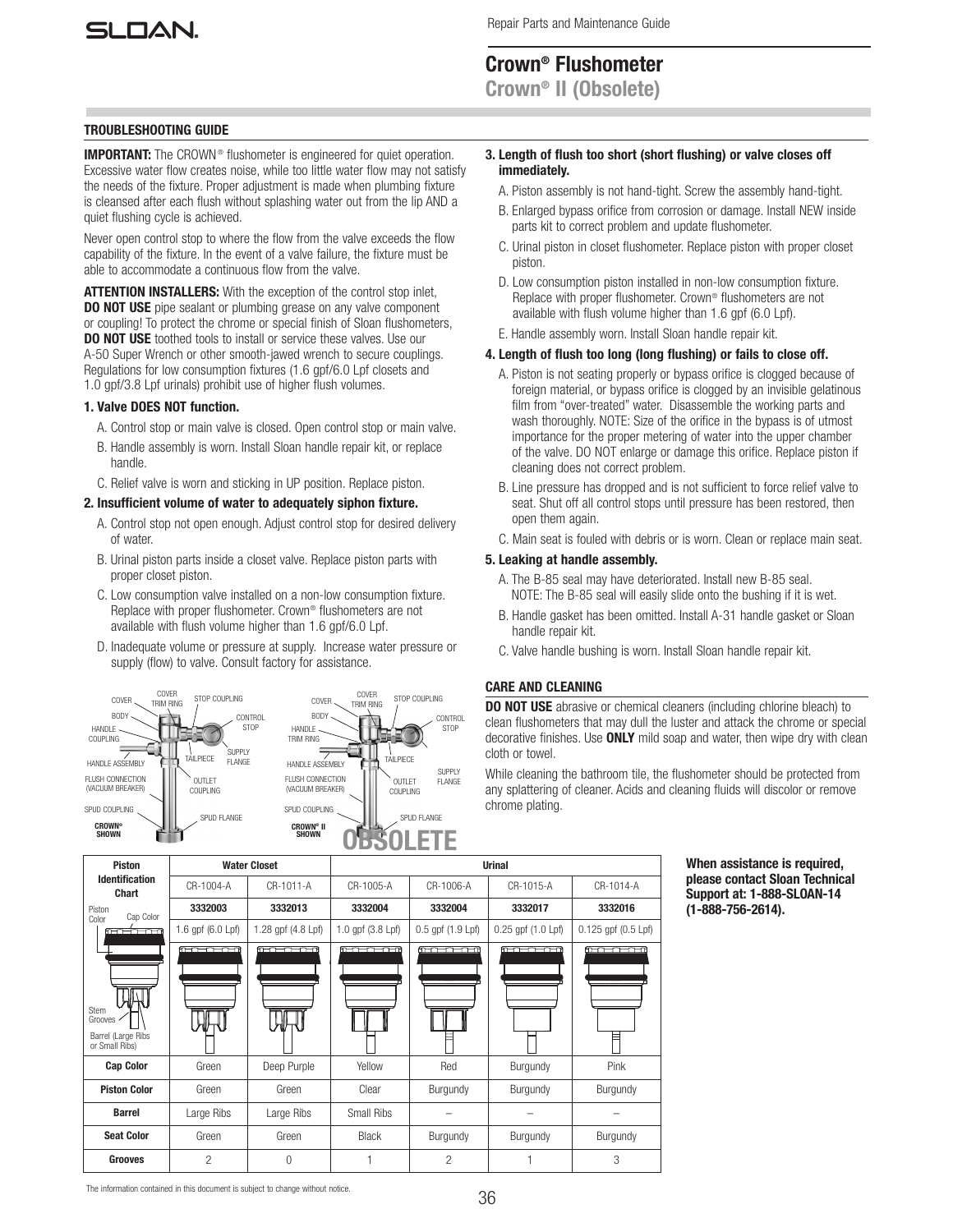# Crown® Flushometer

## Crown® II (Obsolete)

### TROUBLESHOOTING GUIDE

**IMPORTANT:** The CROWN® flushometer is engineered for quiet operation. Excessive water flow creates noise, while too little water flow may not satisfy the needs of the fixture. Proper adjustment is made when plumbing fixture is cleansed after each flush without splashing water out from the lip AND a quiet flushing cycle is achieved.

Never open control stop to where the flow from the valve exceeds the flow capability of the fixture. In the event of a valve failure, the fixture must be able to accommodate a continuous flow from the valve.

**ATTENTION INSTALLERS:** With the exception of the control stop inlet, **DO NOT USE** pipe sealant or plumbing grease on any valve component or coupling! To protect the chrome or special finish of Sloan flushometers, **DO NOT USE** toothed tools to install or service these valves. Use our A-50 Super Wrench or other smooth-jawed wrench to secure couplings. Regulations for low consumption fixtures (1.6 gpf/6.0 Lpf closets and 1.0 gpf/3.8 Lpf urinals) prohibit use of higher flush volumes.

**1. Valve DOES NOT function.**

A. Control stop or main valve is closed. Open control stop or main valve.

B. Handle assembly is worn. Install Sloan handle repair kit, or replace handle.

C. Relief valve is worn and sticking in UP position. Replace piston.

**2. Insufficient volume of water to adequately siphon fixture.**

A. Control stop not open enough. Adjust control stop for desired delivery of water.

B. Urinal piston parts inside a closet valve. Replace piston parts with proper closet piston.

C. Low consumption valve installed on a non-low consumption fixture. Replace with proper flushometer. Crown® flushometers are not available with flush volume higher than 1.6 gpf/6.0 Lpf.

D. Inadequate volume or pressure at supply. Increase water pressure or supply (flow) to valve. Consult factory for assistance.

COVER
COVER TRIM RING
STOP COUPLING
BODY
CONTROL STOP
HANDLE COUPLING
SUPPLY FLANGE
TAILPIECE
HANDLE ASSEMBLY
FLUSH CONNECTION (VACUUM BREAKER)
OUTLET COUPLING
SPUD COUPLING
SPUD FLANGE
CROWN® SHOWN

COVER
COVER TRIM RING
STOP COUPLING
BODY
CONTROL STOP
HANDLE TRIM RING
TAILPIECE
HANDLE ASSEMBLY
SUPPLY FLANGE
FLUSH CONNECTION (VACUUM BREAKER)
OUTLET COUPLING
SPUD COUPLING
SPUD FLANGE
CROWN® II SHOWN
OBSOLETE

**3. Length of flush too short (short flushing) or valve closes off immediately.**

A. Piston assembly is not hand-tight. Screw the assembly hand-tight.

B. Enlarged bypass orifice from corrosion or damage. Install NEW inside parts kit to correct problem and update flushometer.

C. Urinal piston in closet flushometer. Replace piston with proper closet piston.

D. Low consumption piston installed in non-low consumption fixture. Replace with proper flushometer. Crown® flushometers are not available with flush volume higher than 1.6 gpf (6.0 Lpf).

E. Handle assembly worn. Install Sloan handle repair kit.

**4. Length of flush too long (long flushing) or fails to close off.**

A. Piston is not seating properly or bypass orifice is clogged because of foreign material, or bypass orifice is clogged by an invisible gelatinous film from "over-treated" water. Disassemble the working parts and wash thoroughly. NOTE: Size of the orifice in the bypass is of utmost importance for the proper metering of water into the upper chamber of the valve. DO NOT enlarge or damage this orifice. Replace piston if cleaning does not correct problem.

B. Line pressure has dropped and is not sufficient to force relief valve to seat. Shut off all control stops until pressure has been restored, then open them again.

C. Main seat is fouled with debris or is worn. Clean or replace main seat.

**5. Leaking at handle assembly.**

A. The B-85 seal may have deteriorated. Install new B-85 seal. NOTE: The B-85 seal will easily slide onto the bushing if it is wet.

B. Handle gasket has been omitted. Install A-31 handle gasket or Sloan handle repair kit.

C. Valve handle bushing is worn. Install Sloan handle repair kit.

### CARE AND CLEANING

**DO NOT USE** abrasive or chemical cleaners (including chlorine bleach) to clean flushometers that may dull the luster and attack the chrome or special decorative finishes. Use **ONLY** mild soap and water, then wipe dry with clean cloth or towel.

While cleaning the bathroom tile, the flushometer should be protected from any splattering of cleaner. Acids and cleaning fluids will discolor or remove chrome plating.

| Piston Identification Chart | Water Closet | | Urinal | | | |
|---|---|---|---|---|---|---|
| | CR-1004-A | CR-1011-A | CR-1005-A | CR-1006-A | CR-1015-A | CR-1014-A |
| | 3332003 | 3332013 | 3332004 | 3332004 | 3332017 | 3332016 |
| Piston Color / Cap Color | 1.6 gpf (6.0 Lpf) | 1.28 gpf (4.8 Lpf) | 1.0 gpf (3.8 Lpf) | 0.5 gpf (1.9 Lpf) | 0.25 gpf (1.0 Lpf) | 0.125 gpf (0.5 Lpf) |
| Stem Grooves / Barrel (Large Ribs or Small Ribs) | | | | | | |
| **Cap Color** | Green | Deep Purple | Yellow | Red | Burgundy | Pink |
| **Piston Color** | Green | Green | Clear | Burgundy | Burgundy | Burgundy |
| **Barrel** | Large Ribs | Large Ribs | Small Ribs | – | – | – |
| **Seat Color** | Green | Green | Black | Burgundy | Burgundy | Burgundy |
| **Grooves** | 2 | 0 | 1 | 2 | 1 | 3 |

**When assistance is required, please contact Sloan Technical Support at: 1-888-SLOAN-14 (1-888-756-2614).**

The information contained in this document is subject to change without notice.